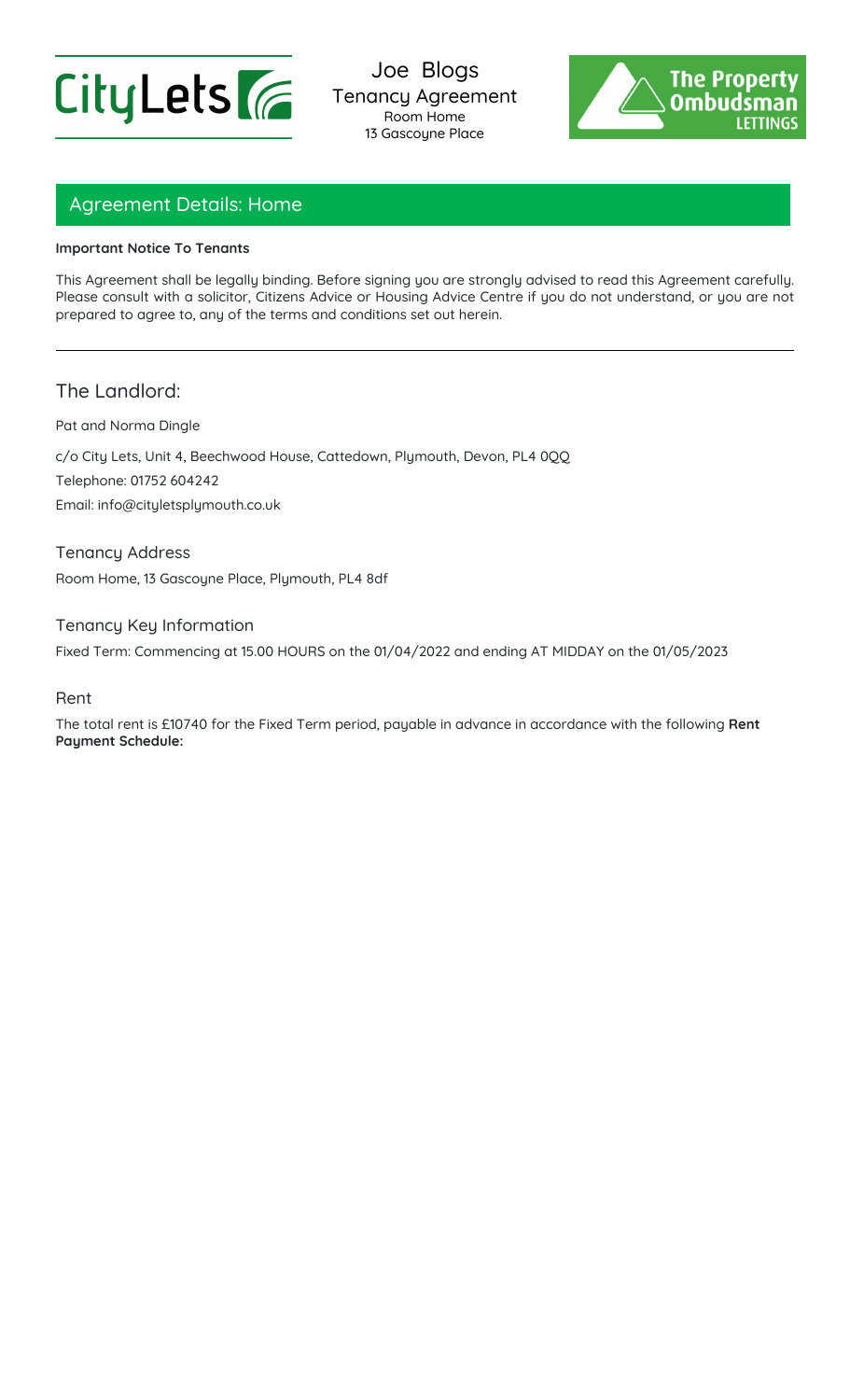CityLets

Joe Blogs
Tenancy Agreement
Room Home
13 Gascoyne Place

The Property Ombudsman LETTINGS

## Agreement Details: Home

**Important Notice To Tenants**

This Agreement shall be legally binding. Before signing you are strongly advised to read this Agreement carefully. Please consult with a solicitor, Citizens Advice or Housing Advice Centre if you do not understand, or you are not prepared to agree to, any of the terms and conditions set out herein.

---

## The Landlord:

Pat and Norma Dingle

c/o City Lets, Unit 4, Beechwood House, Cattedown, Plymouth, Devon, PL4 0QQ

Telephone: 01752 604242

Email: info@cityletsplymouth.co.uk

### Tenancy Address

Room Home, 13 Gascoyne Place, Plymouth, PL4 8df

### Tenancy Key Information

Fixed Term: Commencing at 15.00 HOURS on the 01/04/2022 and ending AT MIDDAY on the 01/05/2023

### Rent

The total rent is £10740 for the Fixed Term period, payable in advance in accordance with the following **Rent Payment Schedule:**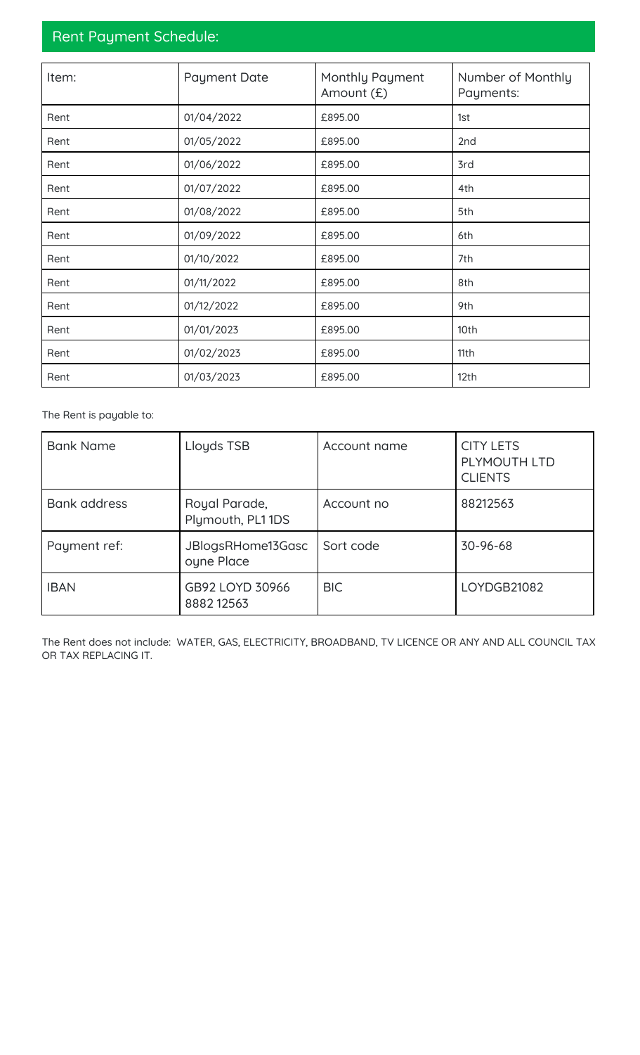## Rent Payment Schedule:

| Item: | Payment Date | Monthly Payment Amount (£) | Number of Monthly Payments: |
| --- | --- | --- | --- |
| Rent | 01/04/2022 | £895.00 | 1st |
| Rent | 01/05/2022 | £895.00 | 2nd |
| Rent | 01/06/2022 | £895.00 | 3rd |
| Rent | 01/07/2022 | £895.00 | 4th |
| Rent | 01/08/2022 | £895.00 | 5th |
| Rent | 01/09/2022 | £895.00 | 6th |
| Rent | 01/10/2022 | £895.00 | 7th |
| Rent | 01/11/2022 | £895.00 | 8th |
| Rent | 01/12/2022 | £895.00 | 9th |
| Rent | 01/01/2023 | £895.00 | 10th |
| Rent | 01/02/2023 | £895.00 | 11th |
| Rent | 01/03/2023 | £895.00 | 12th |

The Rent is payable to:

| Bank Name | Lloyds TSB | Account name | CITY LETS PLYMOUTH LTD CLIENTS |
| --- | --- | --- | --- |
| Bank address | Royal Parade, Plymouth, PL1 1DS | Account no | 88212563 |
| Payment ref: | JBlogsRHome13Gascoyne Place | Sort code | 30-96-68 |
| IBAN | GB92 LOYD 30966 8882 12563 | BIC | LOYDGB21082 |

The Rent does not include: WATER, GAS, ELECTRICITY, BROADBAND, TV LICENCE OR ANY AND ALL COUNCIL TAX OR TAX REPLACING IT.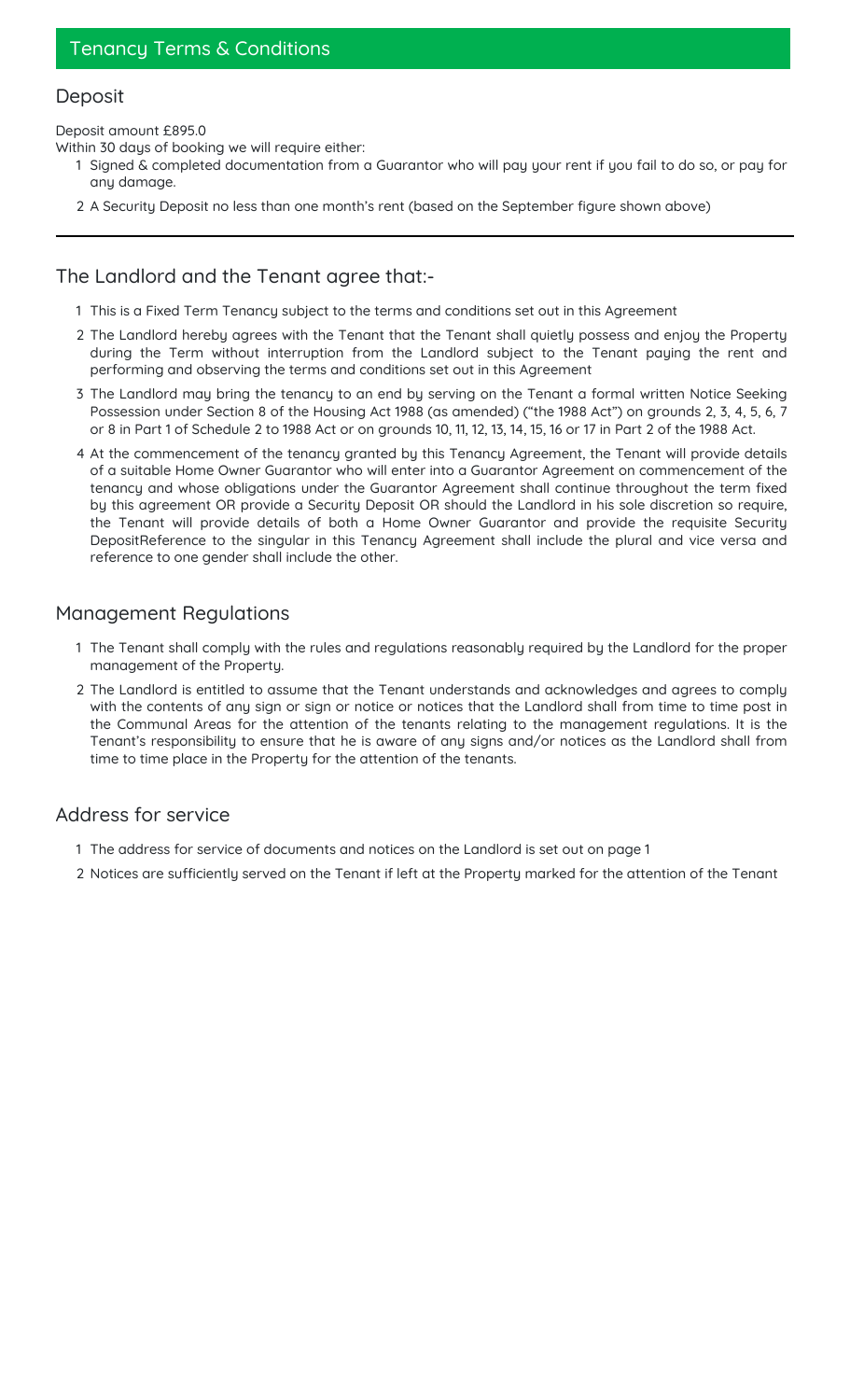# Tenancy Terms & Conditions

## Deposit

Deposit amount £895.0

Within 30 days of booking we will require either:

1. Signed & completed documentation from a Guarantor who will pay your rent if you fail to do so, or pay for any damage.
2. A Security Deposit no less than one month's rent (based on the September figure shown above)

---

## The Landlord and the Tenant agree that:-

1. This is a Fixed Term Tenancy subject to the terms and conditions set out in this Agreement
2. The Landlord hereby agrees with the Tenant that the Tenant shall quietly possess and enjoy the Property during the Term without interruption from the Landlord subject to the Tenant paying the rent and performing and observing the terms and conditions set out in this Agreement
3. The Landlord may bring the tenancy to an end by serving on the Tenant a formal written Notice Seeking Possession under Section 8 of the Housing Act 1988 (as amended) ("the 1988 Act") on grounds 2, 3, 4, 5, 6, 7 or 8 in Part 1 of Schedule 2 to 1988 Act or on grounds 10, 11, 12, 13, 14, 15, 16 or 17 in Part 2 of the 1988 Act.
4. At the commencement of the tenancy granted by this Tenancy Agreement, the Tenant will provide details of a suitable Home Owner Guarantor who will enter into a Guarantor Agreement on commencement of the tenancy and whose obligations under the Guarantor Agreement shall continue throughout the term fixed by this agreement OR provide a Security Deposit OR should the Landlord in his sole discretion so require, the Tenant will provide details of both a Home Owner Guarantor and provide the requisite Security DepositReference to the singular in this Tenancy Agreement shall include the plural and vice versa and reference to one gender shall include the other.

## Management Regulations

1. The Tenant shall comply with the rules and regulations reasonably required by the Landlord for the proper management of the Property.
2. The Landlord is entitled to assume that the Tenant understands and acknowledges and agrees to comply with the contents of any sign or sign or notice or notices that the Landlord shall from time to time post in the Communal Areas for the attention of the tenants relating to the management regulations. It is the Tenant's responsibility to ensure that he is aware of any signs and/or notices as the Landlord shall from time to time place in the Property for the attention of the tenants.

## Address for service

1. The address for service of documents and notices on the Landlord is set out on page 1
2. Notices are sufficiently served on the Tenant if left at the Property marked for the attention of the Tenant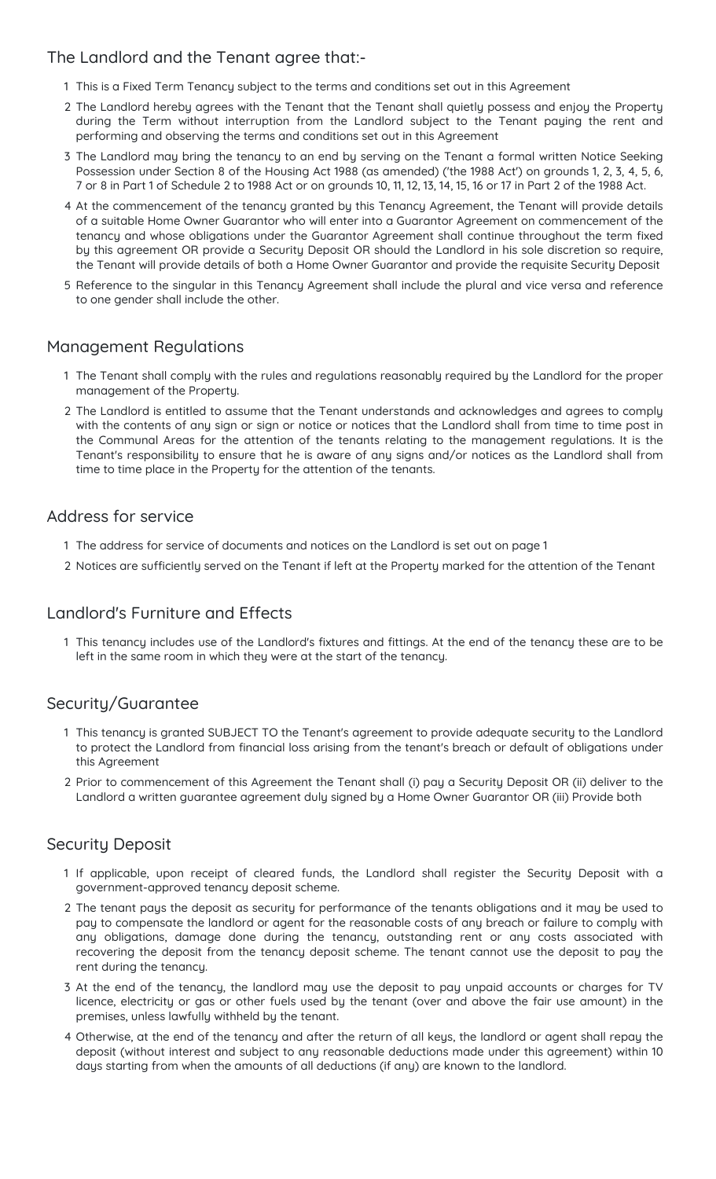## The Landlord and the Tenant agree that:-

1. This is a Fixed Term Tenancy subject to the terms and conditions set out in this Agreement
2. The Landlord hereby agrees with the Tenant that the Tenant shall quietly possess and enjoy the Property during the Term without interruption from the Landlord subject to the Tenant paying the rent and performing and observing the terms and conditions set out in this Agreement
3. The Landlord may bring the tenancy to an end by serving on the Tenant a formal written Notice Seeking Possession under Section 8 of the Housing Act 1988 (as amended) ('the 1988 Act') on grounds 1, 2, 3, 4, 5, 6, 7 or 8 in Part 1 of Schedule 2 to 1988 Act or on grounds 10, 11, 12, 13, 14, 15, 16 or 17 in Part 2 of the 1988 Act.
4. At the commencement of the tenancy granted by this Tenancy Agreement, the Tenant will provide details of a suitable Home Owner Guarantor who will enter into a Guarantor Agreement on commencement of the tenancy and whose obligations under the Guarantor Agreement shall continue throughout the term fixed by this agreement OR provide a Security Deposit OR should the Landlord in his sole discretion so require, the Tenant will provide details of both a Home Owner Guarantor and provide the requisite Security Deposit
5. Reference to the singular in this Tenancy Agreement shall include the plural and vice versa and reference to one gender shall include the other.

## Management Regulations

1. The Tenant shall comply with the rules and regulations reasonably required by the Landlord for the proper management of the Property.
2. The Landlord is entitled to assume that the Tenant understands and acknowledges and agrees to comply with the contents of any sign or sign or notice or notices that the Landlord shall from time to time post in the Communal Areas for the attention of the tenants relating to the management regulations. It is the Tenant's responsibility to ensure that he is aware of any signs and/or notices as the Landlord shall from time to time place in the Property for the attention of the tenants.

## Address for service

1. The address for service of documents and notices on the Landlord is set out on page 1
2. Notices are sufficiently served on the Tenant if left at the Property marked for the attention of the Tenant

## Landlord's Furniture and Effects

1. This tenancy includes use of the Landlord's fixtures and fittings. At the end of the tenancy these are to be left in the same room in which they were at the start of the tenancy.

## Security/Guarantee

1. This tenancy is granted SUBJECT TO the Tenant's agreement to provide adequate security to the Landlord to protect the Landlord from financial loss arising from the tenant's breach or default of obligations under this Agreement
2. Prior to commencement of this Agreement the Tenant shall (i) pay a Security Deposit OR (ii) deliver to the Landlord a written guarantee agreement duly signed by a Home Owner Guarantor OR (iii) Provide both

## Security Deposit

1. If applicable, upon receipt of cleared funds, the Landlord shall register the Security Deposit with a government-approved tenancy deposit scheme.
2. The tenant pays the deposit as security for performance of the tenants obligations and it may be used to pay to compensate the landlord or agent for the reasonable costs of any breach or failure to comply with any obligations, damage done during the tenancy, outstanding rent or any costs associated with recovering the deposit from the tenancy deposit scheme. The tenant cannot use the deposit to pay the rent during the tenancy.
3. At the end of the tenancy, the landlord may use the deposit to pay unpaid accounts or charges for TV licence, electricity or gas or other fuels used by the tenant (over and above the fair use amount) in the premises, unless lawfully withheld by the tenant.
4. Otherwise, at the end of the tenancy and after the return of all keys, the landlord or agent shall repay the deposit (without interest and subject to any reasonable deductions made under this agreement) within 10 days starting from when the amounts of all deductions (if any) are known to the landlord.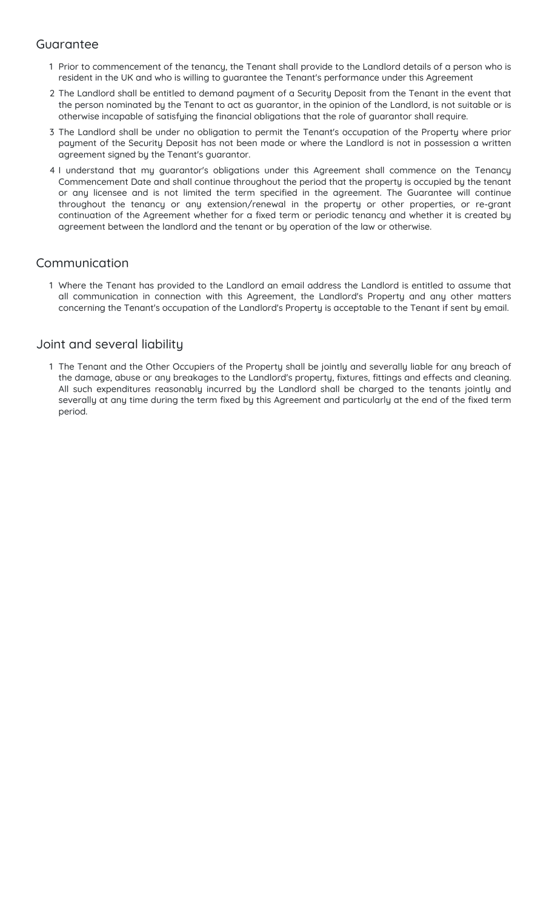## Guarantee

1. Prior to commencement of the tenancy, the Tenant shall provide to the Landlord details of a person who is resident in the UK and who is willing to guarantee the Tenant's performance under this Agreement
2. The Landlord shall be entitled to demand payment of a Security Deposit from the Tenant in the event that the person nominated by the Tenant to act as guarantor, in the opinion of the Landlord, is not suitable or is otherwise incapable of satisfying the financial obligations that the role of guarantor shall require.
3. The Landlord shall be under no obligation to permit the Tenant's occupation of the Property where prior payment of the Security Deposit has not been made or where the Landlord is not in possession a written agreement signed by the Tenant's guarantor.
4. I understand that my guarantor's obligations under this Agreement shall commence on the Tenancy Commencement Date and shall continue throughout the period that the property is occupied by the tenant or any licensee and is not limited the term specified in the agreement. The Guarantee will continue throughout the tenancy or any extension/renewal in the property or other properties, or re-grant continuation of the Agreement whether for a fixed term or periodic tenancy and whether it is created by agreement between the landlord and the tenant or by operation of the law or otherwise.

## Communication

1. Where the Tenant has provided to the Landlord an email address the Landlord is entitled to assume that all communication in connection with this Agreement, the Landlord's Property and any other matters concerning the Tenant's occupation of the Landlord's Property is acceptable to the Tenant if sent by email.

## Joint and several liability

1. The Tenant and the Other Occupiers of the Property shall be jointly and severally liable for any breach of the damage, abuse or any breakages to the Landlord's property, fixtures, fittings and effects and cleaning. All such expenditures reasonably incurred by the Landlord shall be charged to the tenants jointly and severally at any time during the term fixed by this Agreement and particularly at the end of the fixed term period.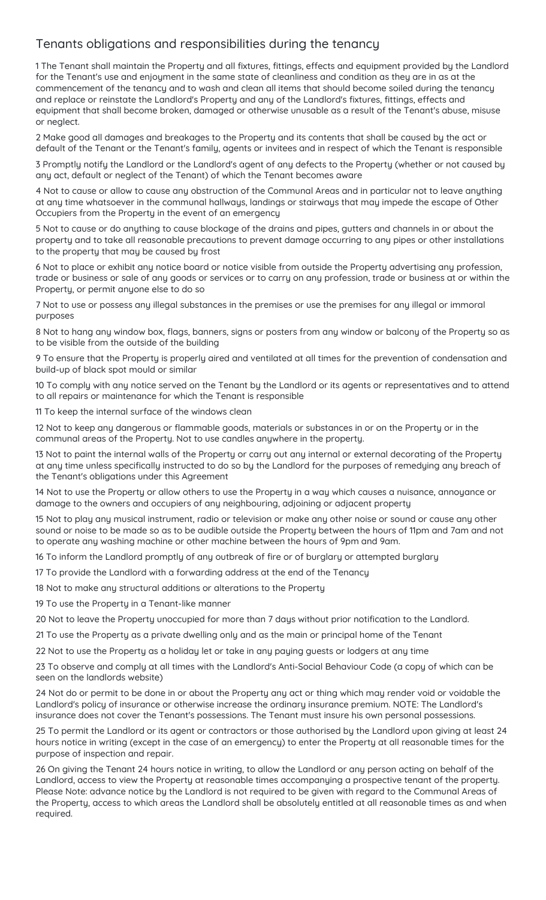## Tenants obligations and responsibilities during the tenancy

1 The Tenant shall maintain the Property and all fixtures, fittings, effects and equipment provided by the Landlord for the Tenant's use and enjoyment in the same state of cleanliness and condition as they are in as at the commencement of the tenancy and to wash and clean all items that should become soiled during the tenancy and replace or reinstate the Landlord's Property and any of the Landlord's fixtures, fittings, effects and equipment that shall become broken, damaged or otherwise unusable as a result of the Tenant's abuse, misuse or neglect.

2 Make good all damages and breakages to the Property and its contents that shall be caused by the act or default of the Tenant or the Tenant's family, agents or invitees and in respect of which the Tenant is responsible

3 Promptly notify the Landlord or the Landlord's agent of any defects to the Property (whether or not caused by any act, default or neglect of the Tenant) of which the Tenant becomes aware

4 Not to cause or allow to cause any obstruction of the Communal Areas and in particular not to leave anything at any time whatsoever in the communal hallways, landings or stairways that may impede the escape of Other Occupiers from the Property in the event of an emergency

5 Not to cause or do anything to cause blockage of the drains and pipes, gutters and channels in or about the property and to take all reasonable precautions to prevent damage occurring to any pipes or other installations to the property that may be caused by frost

6 Not to place or exhibit any notice board or notice visible from outside the Property advertising any profession, trade or business or sale of any goods or services or to carry on any profession, trade or business at or within the Property, or permit anyone else to do so

7 Not to use or possess any illegal substances in the premises or use the premises for any illegal or immoral purposes

8 Not to hang any window box, flags, banners, signs or posters from any window or balcony of the Property so as to be visible from the outside of the building

9 To ensure that the Property is properly aired and ventilated at all times for the prevention of condensation and build-up of black spot mould or similar

10 To comply with any notice served on the Tenant by the Landlord or its agents or representatives and to attend to all repairs or maintenance for which the Tenant is responsible

11 To keep the internal surface of the windows clean

12 Not to keep any dangerous or flammable goods, materials or substances in or on the Property or in the communal areas of the Property. Not to use candles anywhere in the property.

13 Not to paint the internal walls of the Property or carry out any internal or external decorating of the Property at any time unless specifically instructed to do so by the Landlord for the purposes of remedying any breach of the Tenant's obligations under this Agreement

14 Not to use the Property or allow others to use the Property in a way which causes a nuisance, annoyance or damage to the owners and occupiers of any neighbouring, adjoining or adjacent property

15 Not to play any musical instrument, radio or television or make any other noise or sound or cause any other sound or noise to be made so as to be audible outside the Property between the hours of 11pm and 7am and not to operate any washing machine or other machine between the hours of 9pm and 9am.

16 To inform the Landlord promptly of any outbreak of fire or of burglary or attempted burglary

17 To provide the Landlord with a forwarding address at the end of the Tenancy

18 Not to make any structural additions or alterations to the Property

19 To use the Property in a Tenant-like manner

20 Not to leave the Property unoccupied for more than 7 days without prior notification to the Landlord.

21 To use the Property as a private dwelling only and as the main or principal home of the Tenant

22 Not to use the Property as a holiday let or take in any paying guests or lodgers at any time

23 To observe and comply at all times with the Landlord's Anti-Social Behaviour Code (a copy of which can be seen on the landlords website)

24 Not do or permit to be done in or about the Property any act or thing which may render void or voidable the Landlord's policy of insurance or otherwise increase the ordinary insurance premium. NOTE: The Landlord's insurance does not cover the Tenant's possessions. The Tenant must insure his own personal possessions.

25 To permit the Landlord or its agent or contractors or those authorised by the Landlord upon giving at least 24 hours notice in writing (except in the case of an emergency) to enter the Property at all reasonable times for the purpose of inspection and repair.

26 On giving the Tenant 24 hours notice in writing, to allow the Landlord or any person acting on behalf of the Landlord, access to view the Property at reasonable times accompanying a prospective tenant of the property. Please Note: advance notice by the Landlord is not required to be given with regard to the Communal Areas of the Property, access to which areas the Landlord shall be absolutely entitled at all reasonable times as and when required.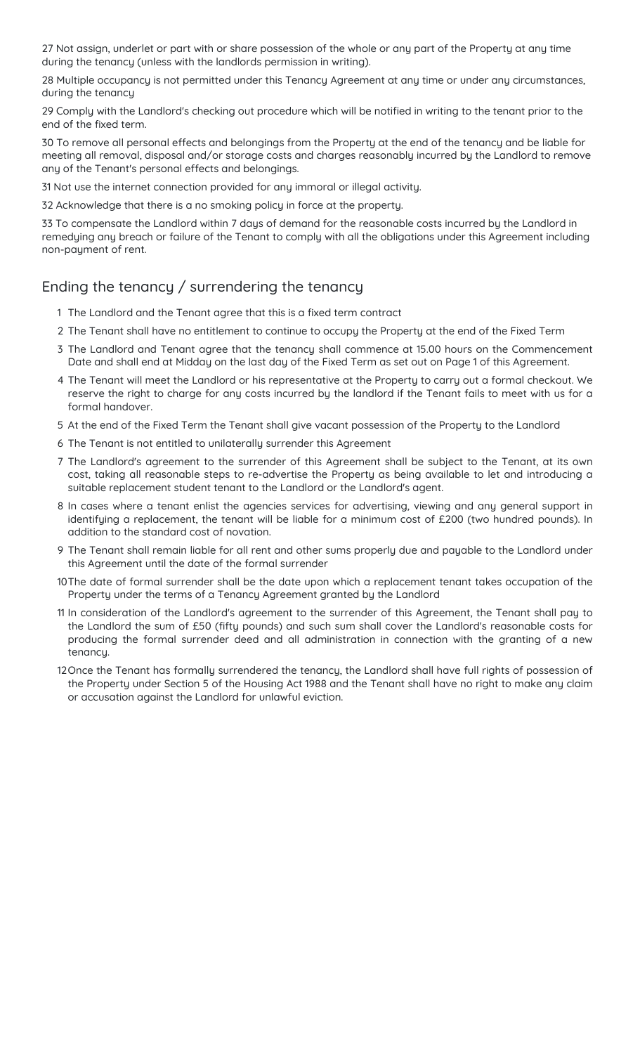27 Not assign, underlet or part with or share possession of the whole or any part of the Property at any time during the tenancy (unless with the landlords permission in writing).

28 Multiple occupancy is not permitted under this Tenancy Agreement at any time or under any circumstances, during the tenancy

29 Comply with the Landlord's checking out procedure which will be notified in writing to the tenant prior to the end of the fixed term.

30 To remove all personal effects and belongings from the Property at the end of the tenancy and be liable for meeting all removal, disposal and/or storage costs and charges reasonably incurred by the Landlord to remove any of the Tenant's personal effects and belongings.

31 Not use the internet connection provided for any immoral or illegal activity.

32 Acknowledge that there is a no smoking policy in force at the property.

33 To compensate the Landlord within 7 days of demand for the reasonable costs incurred by the Landlord in remedying any breach or failure of the Tenant to comply with all the obligations under this Agreement including non-payment of rent.

## Ending the tenancy / surrendering the tenancy

1. The Landlord and the Tenant agree that this is a fixed term contract
2. The Tenant shall have no entitlement to continue to occupy the Property at the end of the Fixed Term
3. The Landlord and Tenant agree that the tenancy shall commence at 15.00 hours on the Commencement Date and shall end at Midday on the last day of the Fixed Term as set out on Page 1 of this Agreement.
4. The Tenant will meet the Landlord or his representative at the Property to carry out a formal checkout. We reserve the right to charge for any costs incurred by the landlord if the Tenant fails to meet with us for a formal handover.
5. At the end of the Fixed Term the Tenant shall give vacant possession of the Property to the Landlord
6. The Tenant is not entitled to unilaterally surrender this Agreement
7. The Landlord's agreement to the surrender of this Agreement shall be subject to the Tenant, at its own cost, taking all reasonable steps to re-advertise the Property as being available to let and introducing a suitable replacement student tenant to the Landlord or the Landlord's agent.
8. In cases where a tenant enlist the agencies services for advertising, viewing and any general support in identifying a replacement, the tenant will be liable for a minimum cost of £200 (two hundred pounds). In addition to the standard cost of novation.
9. The Tenant shall remain liable for all rent and other sums properly due and payable to the Landlord under this Agreement until the date of the formal surrender
10. The date of formal surrender shall be the date upon which a replacement tenant takes occupation of the Property under the terms of a Tenancy Agreement granted by the Landlord
11. In consideration of the Landlord's agreement to the surrender of this Agreement, the Tenant shall pay to the Landlord the sum of £50 (fifty pounds) and such sum shall cover the Landlord's reasonable costs for producing the formal surrender deed and all administration in connection with the granting of a new tenancy.
12. Once the Tenant has formally surrendered the tenancy, the Landlord shall have full rights of possession of the Property under Section 5 of the Housing Act 1988 and the Tenant shall have no right to make any claim or accusation against the Landlord for unlawful eviction.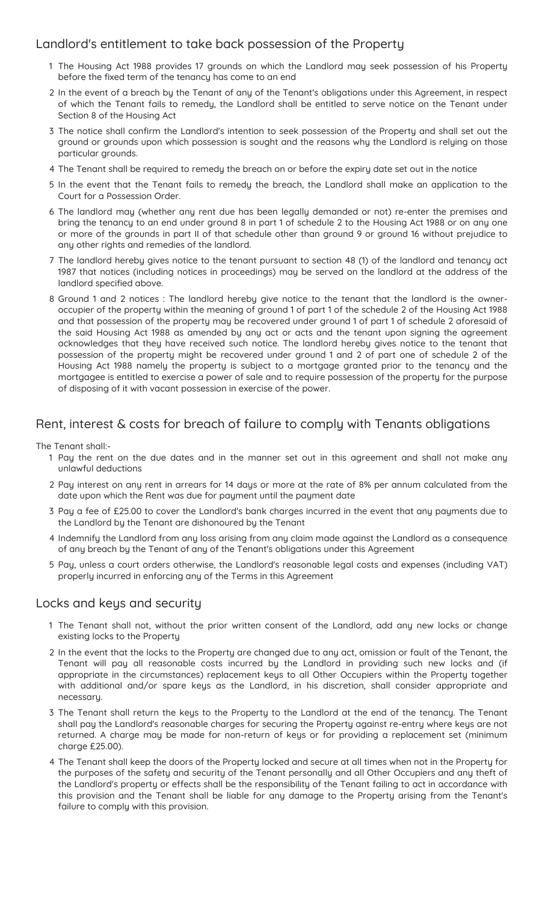## Landlord's entitlement to take back possession of the Property

1. The Housing Act 1988 provides 17 grounds on which the Landlord may seek possession of his Property before the fixed term of the tenancy has come to an end
2. In the event of a breach by the Tenant of any of the Tenant's obligations under this Agreement, in respect of which the Tenant fails to remedy, the Landlord shall be entitled to serve notice on the Tenant under Section 8 of the Housing Act
3. The notice shall confirm the Landlord's intention to seek possession of the Property and shall set out the ground or grounds upon which possession is sought and the reasons why the Landlord is relying on those particular grounds.
4. The Tenant shall be required to remedy the breach on or before the expiry date set out in the notice
5. In the event that the Tenant fails to remedy the breach, the Landlord shall make an application to the Court for a Possession Order.
6. The landlord may (whether any rent due has been legally demanded or not) re-enter the premises and bring the tenancy to an end under ground 8 in part 1 of schedule 2 to the Housing Act 1988 or on any one or more of the grounds in part II of that schedule other than ground 9 or ground 16 without prejudice to any other rights and remedies of the landlord.
7. The landlord hereby gives notice to the tenant pursuant to section 48 (1) of the landlord and tenancy act 1987 that notices (including notices in proceedings) may be served on the landlord at the address of the landlord specified above.
8. Ground 1 and 2 notices : The landlord hereby give notice to the tenant that the landlord is the owner-occupier of the property within the meaning of ground 1 of part 1 of the schedule 2 of the Housing Act 1988 and that possession of the property may be recovered under ground 1 of part 1 of schedule 2 aforesaid of the said Housing Act 1988 as amended by any act or acts and the tenant upon signing the agreement acknowledges that they have received such notice. The landlord hereby gives notice to the tenant that possession of the property might be recovered under ground 1 and 2 of part one of schedule 2 of the Housing Act 1988 namely the property is subject to a mortgage granted prior to the tenancy and the mortgagee is entitled to exercise a power of sale and to require possession of the property for the purpose of disposing of it with vacant possession in exercise of the power.

## Rent, interest & costs for breach of failure to comply with Tenants obligations

The Tenant shall:-

1. Pay the rent on the due dates and in the manner set out in this agreement and shall not make any unlawful deductions
2. Pay interest on any rent in arrears for 14 days or more at the rate of 8% per annum calculated from the date upon which the Rent was due for payment until the payment date
3. Pay a fee of £25.00 to cover the Landlord's bank charges incurred in the event that any payments due to the Landlord by the Tenant are dishonoured by the Tenant
4. Indemnify the Landlord from any loss arising from any claim made against the Landlord as a consequence of any breach by the Tenant of any of the Tenant's obligations under this Agreement
5. Pay, unless a court orders otherwise, the Landlord's reasonable legal costs and expenses (including VAT) properly incurred in enforcing any of the Terms in this Agreement

## Locks and keys and security

1. The Tenant shall not, without the prior written consent of the Landlord, add any new locks or change existing locks to the Property
2. In the event that the locks to the Property are changed due to any act, omission or fault of the Tenant, the Tenant will pay all reasonable costs incurred by the Landlord in providing such new locks and (if appropriate in the circumstances) replacement keys to all Other Occupiers within the Property together with additional and/or spare keys as the Landlord, in his discretion, shall consider appropriate and necessary.
3. The Tenant shall return the keys to the Property to the Landlord at the end of the tenancy. The Tenant shall pay the Landlord's reasonable charges for securing the Property against re-entry where keys are not returned. A charge may be made for non-return of keys or for providing a replacement set (minimum charge £25.00).
4. The Tenant shall keep the doors of the Property locked and secure at all times when not in the Property for the purposes of the safety and security of the Tenant personally and all Other Occupiers and any theft of the Landlord's property or effects shall be the responsibility of the Tenant failing to act in accordance with this provision and the Tenant shall be liable for any damage to the Property arising from the Tenant's failure to comply with this provision.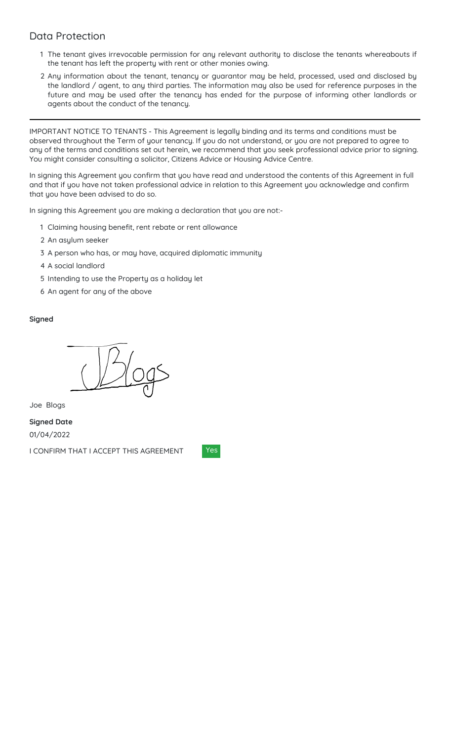## Data Protection

1. The tenant gives irrevocable permission for any relevant authority to disclose the tenants whereabouts if the tenant has left the property with rent or other monies owing.
2. Any information about the tenant, tenancy or guarantor may be held, processed, used and disclosed by the landlord / agent, to any third parties. The information may also be used for reference purposes in the future and may be used after the tenancy has ended for the purpose of informing other landlords or agents about the conduct of the tenancy.

---

IMPORTANT NOTICE TO TENANTS - This Agreement is legally binding and its terms and conditions must be observed throughout the Term of your tenancy. If you do not understand, or you are not prepared to agree to any of the terms and conditions set out herein, we recommend that you seek professional advice prior to signing. You might consider consulting a solicitor, Citizens Advice or Housing Advice Centre.

In signing this Agreement you confirm that you have read and understood the contents of this Agreement in full and that if you have not taken professional advice in relation to this Agreement you acknowledge and confirm that you have been advised to do so.

In signing this Agreement you are making a declaration that you are not:-

1. Claiming housing benefit, rent rebate or rent allowance
2. An asylum seeker
3. A person who has, or may have, acquired diplomatic immunity
4. A social landlord
5. Intending to use the Property as a holiday let
6. An agent for any of the above

**Signed**

JBlogs

Joe Blogs

**Signed Date**

01/04/2022

I CONFIRM THAT I ACCEPT THIS AGREEMENT Yes